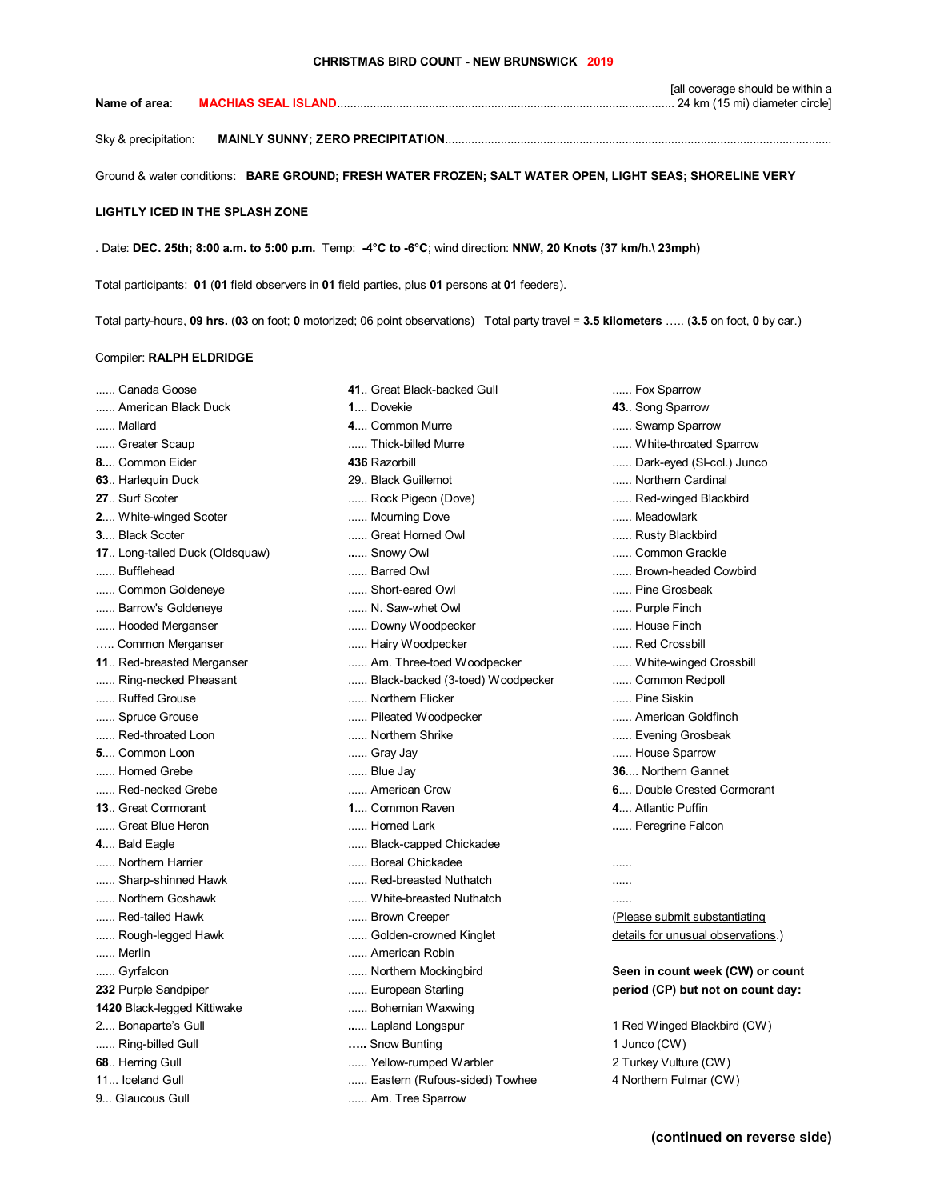**CHRISTMAS BIRD COUNT - NEW BRUNSWICK 2019**

Name of area: **MACHIAS SEAL ISLAND**........................................................................................................ [all coverage should be within a 24 km (15 mi) diameter circle]

Sky & precipitation: **MAINLY SUNNY; ZERO PRECIPITATION**.......................................................................................................................

Ground & water conditions: **BARE GROUND; FRESH WATER FROZEN; SALT WATER OPEN, LIGHT SEAS; SHORELINE VERY LIGHTLY ICED IN THE SPLASH ZONE**

. Date: **DEC. 25th; 8:00 a.m. to 5:00 p.m.** Temp: **-4°C to -6°C**; wind direction: **NNW, 20 Knots (37 km/h.\ 23mph)**

Total participants: **01** (**01** field observers in **01** field parties, plus **01** persons at **01** feeders).

Total party-hours, **09 hrs.** (**03** on foot; **0** motorized; 06 point observations) Total party travel = **3.5 kilometers** ….. (**3.5** on foot, **0** by car.)

Compiler: **RALPH ELDRIDGE**

...... Canada Goose
...... American Black Duck
...... Mallard
...... Greater Scaup
**8....** Common Eider
**63**.. Harlequin Duck
**27**.. Surf Scoter
**2**.... White-winged Scoter
**3**... Black Scoter
**17**.. Long-tailed Duck (Oldsquaw)
...... Bufflehead
...... Common Goldeneye
...... Barrow's Goldeneye
...... Hooded Merganser
….. Common Merganser
**11**.. Red-breasted Merganser
...... Ring-necked Pheasant
...... Ruffed Grouse
...... Spruce Grouse
...... Red-throated Loon
**5**.... Common Loon
...... Horned Grebe
...... Red-necked Grebe
**13**.. Great Cormorant
...... Great Blue Heron
**4**.... Bald Eagle
...... Northern Harrier
...... Sharp-shinned Hawk
...... Northern Goshawk
...... Red-tailed Hawk
...... Rough-legged Hawk
...... Merlin
...... Gyrfalcon
**232** Purple Sandpiper
**1420** Black-legged Kittiwake
2.... Bonaparte's Gull
...... Ring-billed Gull
**68**.. Herring Gull
11... Iceland Gull
9... Glaucous Gull

**41**.. Great Black-backed Gull
**1**.... Dovekie
**4**.... Common Murre
...... Thick-billed Murre
**436** Razorbill
29.. Black Guillemot
...... Rock Pigeon (Dove)
...... Mourning Dove
...... Great Horned Owl
...... Snowy Owl
...... Barred Owl
...... Short-eared Owl
...... N. Saw-whet Owl
...... Downy Woodpecker
...... Hairy Woodpecker
...... Am. Three-toed Woodpecker
...... Black-backed (3-toed) Woodpecker
...... Northern Flicker
...... Pileated Woodpecker
...... Northern Shrike
...... Gray Jay
...... Blue Jay
...... American Crow
**1**.... Common Raven
...... Horned Lark
...... Black-capped Chickadee
...... Boreal Chickadee
...... Red-breasted Nuthatch
...... White-breasted Nuthatch
...... Brown Creeper
...... Golden-crowned Kinglet
...... American Robin
...... Northern Mockingbird
...... European Starling
...... Bohemian Waxwing
...... Lapland Longspur
….. Snow Bunting
...... Yellow-rumped Warbler
...... Eastern (Rufous-sided) Towhee
...... Am. Tree Sparrow

...... Fox Sparrow
**43**.. Song Sparrow
...... Swamp Sparrow
...... White-throated Sparrow
...... Dark-eyed (Sl-col.) Junco
...... Northern Cardinal
...... Red-winged Blackbird
...... Meadowlark
...... Rusty Blackbird
...... Common Grackle
...... Brown-headed Cowbird
...... Pine Grosbeak
...... Purple Finch
...... House Finch
...... Red Crossbill
...... White-winged Crossbill
...... Common Redpoll
...... Pine Siskin
...... American Goldfinch
...... Evening Grosbeak
...... House Sparrow
**36**.... Northern Gannet
**6**.... Double Crested Cormorant
**4**.... Atlantic Puffin
...... Peregrine Falcon

......
......
......

(Please submit substantiating details for unusual observations.)

**Seen in count week (CW) or count period (CP) but not on count day:**

1 Red Winged Blackbird (CW)
1 Junco (CW)
2 Turkey Vulture (CW)
4 Northern Fulmar (CW)

**(continued on reverse side)**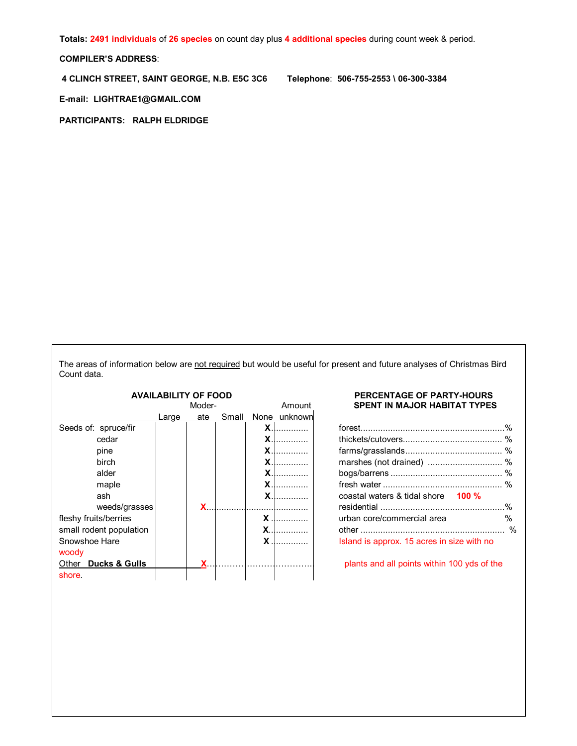**Totals: 2491 individuals of 26 species on count day plus 4 additional species during count week & period.**

**COMPILER'S ADDRESS**:

**4 CLINCH STREET, SAINT GEORGE, N.B. E5C 3C6** **Telephone**: **506-755-2553 \ 06-300-3384**

**E-mail: LIGHTRAE1@GMAIL.COM**

**PARTICIPANTS: RALPH ELDRIDGE**

The areas of information below are not required but would be useful for present and future analyses of Christmas Bird Count data.

**AVAILABILITY OF FOOD**

| | Large | Moder-ate | Small | None | Amount unknown |
|---|---|---|---|---|---|
| Seeds of: spruce/fir | | | | X | |
| cedar | | | | X | |
| pine | | | | X | |
| birch | | | | X | |
| alder | | | | X | |
| maple | | | | X | |
| ash | | | | X | |
| weeds/grasses | | X | | | |
| fleshy fruits/berries | | | | X | |
| small rodent population | | | | X | |
| Snowshoe Hare | | | | X | |
| woody | | | | | |
| Other **Ducks & Gulls** | | X | | | |

**PERCENTAGE OF PARTY-HOURS SPENT IN MAJOR HABITAT TYPES**

forest.......................................................%
thickets/cutovers....................................... %
farms/grasslands...................................... %
marshes (not drained) ............................. %
bogs/barrens ........................................... %
fresh water .............................................. %
coastal waters & tidal shore 100 %
residential ...............................................%
urban core/commercial area %
other ....................................................... %

Island is approx. 15 acres in size with no woody plants and all points within 100 yds of the shore.